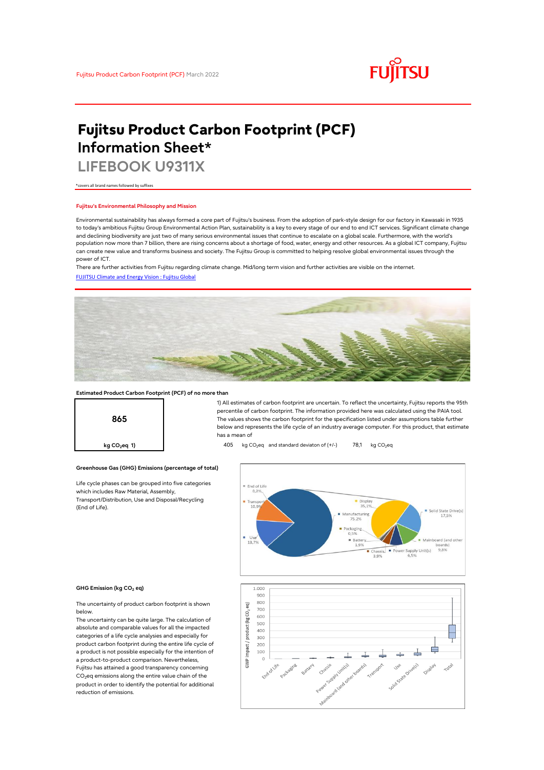Fujitsu Product Carbon Footprint (PCF) March 2022

# Fujitsu Product Carbon Footprint (PCF) Information Sheet*

## LIFEBOOK U9311X

*covers all brand names followed by suffixes

### Fujitsu's Environmental Philosophy and Mission

Environmental sustainability has always formed a core part of Fujitsu's business. From the adoption of park-style design for our factory in Kawasaki in 1935 to today's ambitious Fujitsu Group Environmental Action Plan, sustainability is a key to every stage of our end to end ICT services. Significant climate change and declining biodiversity are just two of many serious environmental issues that continue to escalate on a global scale. Furthermore, with the world's population now more than 7 billion, there are rising concerns about a shortage of food, water, energy and other resources. As a global ICT company, Fujitsu can create new value and transforms business and society. The Fujitsu Group is committed to helping resolve global environmental issues through the power of ICT.

There are further activities from Fujitsu regarding climate change. Mid/long term vision and further activities are visible on the internet.

[FUJITSU Climate and Energy Vision : Fujitsu Global]

### Estimated Product Carbon Footprint (PCF) of no more than

**865**

kg $CO_2$eq 1)

1) All estimates of carbon footprint are uncertain. To reflect the uncertainty, Fujitsu reports the 95th percentile of carbon footprint. The information provided here was calculated using the PAIA tool. The values shows the carbon footprint for the specification listed under assumptions table further below and represents the life cycle of an industry average computer. For this product, that estimate has a mean of

405 kg $CO_2$eq and standard deviaton of (+/-) 78,1 kg $CO_2$eq

### Greenhouse Gas (GHG) Emissions (percentage of total)

Life cycle phases can be grouped into five categories which includes Raw Material, Assembly, Transport/Distribution, Use and Disposal/Recycling (End of Life).

| Life cycle phase | Share |
|---|---|
| End of Life | 0,2% |
| Transport | 10,9% |
| Use | 13,7% |
| Manufacturing | 75,2% |

| Manufacturing component | Share |
|---|---|
| Display | 35,1% |
| Solid State Drive(s) | 17,5% |
| Mainboard (and other boards) | 9,8% |
| Power Supply Unit(s) | 6,5% |
| Chassis | 3,9% |
| Battery | 1,9% |
| Packaging | 0,5% |

### GHG Emission (kg $CO_2$ eq)

The uncertainty of product carbon footprint is shown below.

The uncertainty can be quite large. The calculation of absolute and comparable values for all the impacted categories of a life cycle analysis and especially for product carbon footprint during the entire life cycle of a product is not possible especially for the intention of a product-to-product comparison. Nevertheless, Fujitsu has attained a good transparency concerning $CO_2$eq emissions along the entire value chain of the product in order to identify the potential for additional reduction of emissions.

Chart: GWP impact / product (kg $CO_2$ eq), axis 0 – 1.000; categories: End of Life, Packaging, Battery, Chassis, Power Supply Unit(s), Mainboard (and other boards), Transport, Use, Solid State Drive(s), Display, Total.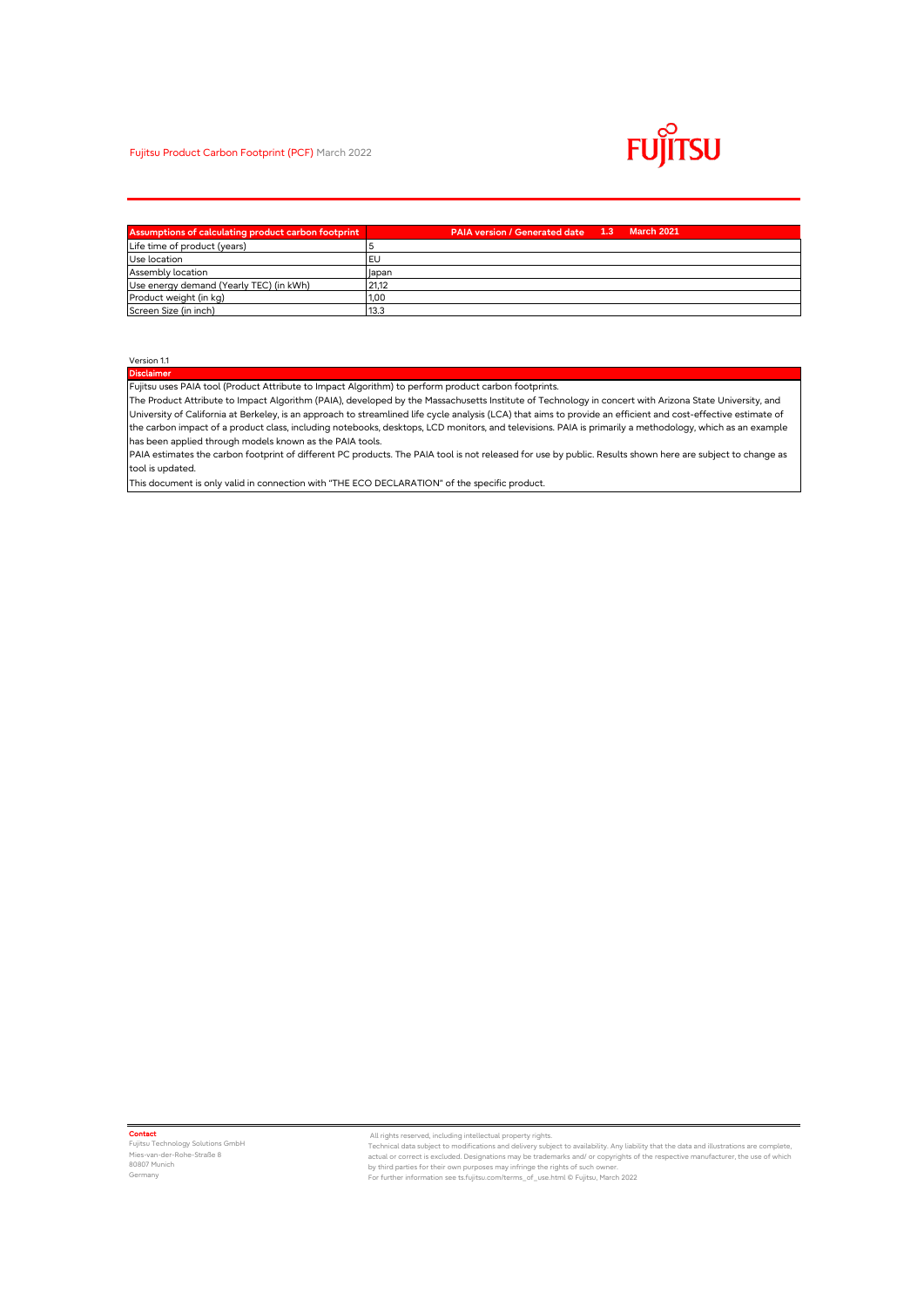Fujitsu Product Carbon Footprint (PCF) March 2022

| Assumptions of calculating product carbon footprint | PAIA version / Generated date 1.3 March 2021 |
| --- | --- |
| Life time of product (years) | 5 |
| Use location | EU |
| Assembly location | Japan |
| Use energy demand (Yearly TEC) (in kWh) | 21,12 |
| Product weight (in kg) | 1,00 |
| Screen Size (in inch) | 13.3 |

Version 1.1

**Disclaimer**

Fujitsu uses PAIA tool (Product Attribute to Impact Algorithm) to perform product carbon footprints.

The Product Attribute to Impact Algorithm (PAIA), developed by the Massachusetts Institute of Technology in concert with Arizona State University, and University of California at Berkeley, is an approach to streamlined life cycle analysis (LCA) that aims to provide an efficient and cost-effective estimate of the carbon impact of a product class, including notebooks, desktops, LCD monitors, and televisions. PAIA is primarily a methodology, which as an example has been applied through models known as the PAIA tools.

PAIA estimates the carbon footprint of different PC products. The PAIA tool is not released for use by public. Results shown here are subject to change as tool is updated.

This document is only valid in connection with "THE ECO DECLARATION" of the specific product.

**Contact**
Fujitsu Technology Solutions GmbH
Mies-van-der-Rohe-Straße 8
80807 Munich
Germany

All rights reserved, including intellectual property rights.
Technical data subject to modifications and delivery subject to availability. Any liability that the data and illustrations are complete, actual or correct is excluded. Designations may be trademarks and/ or copyrights of the respective manufacturer, the use of which by third parties for their own purposes may infringe the rights of such owner.
For further information see ts.fujitsu.com/terms_of_use.html © Fujitsu, March 2022